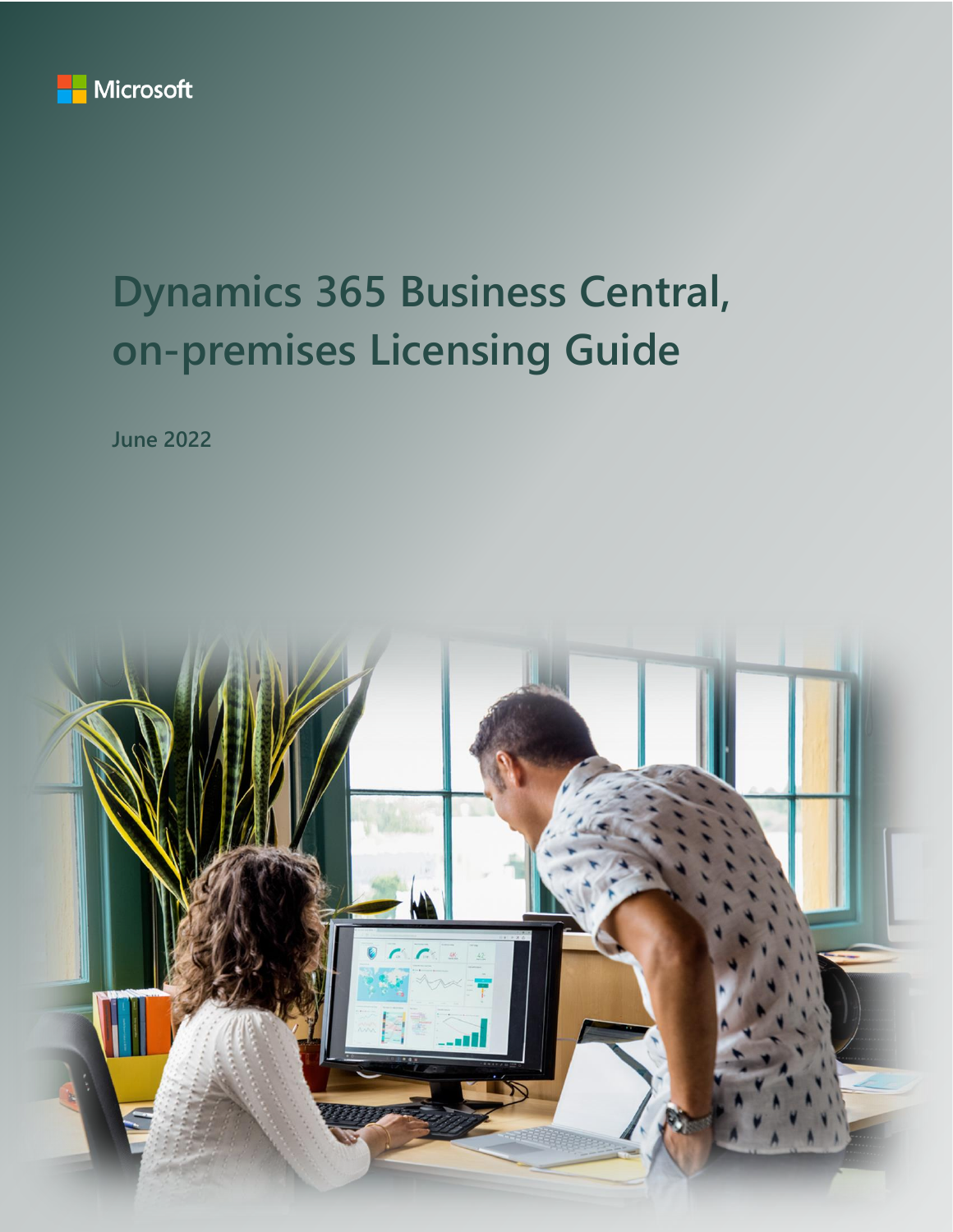Microsoft

# Dynamics 365 Business Central, on-premises Licensing Guide

**June 2022**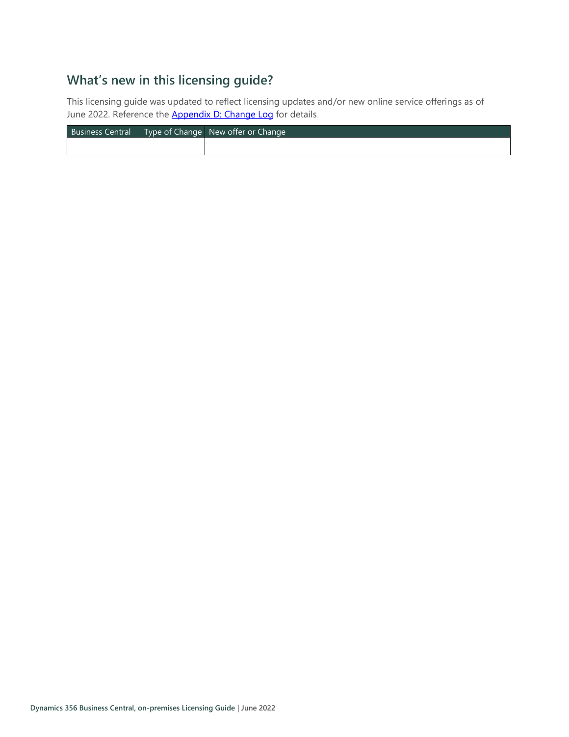## What's new in this licensing guide?

This licensing guide was updated to reflect licensing updates and/or new online service offerings as of June 2022. Reference the Appendix D: Change Log for details.

| Business Central | Type of Change | New offer or Change |
| --- | --- | --- |
| | | |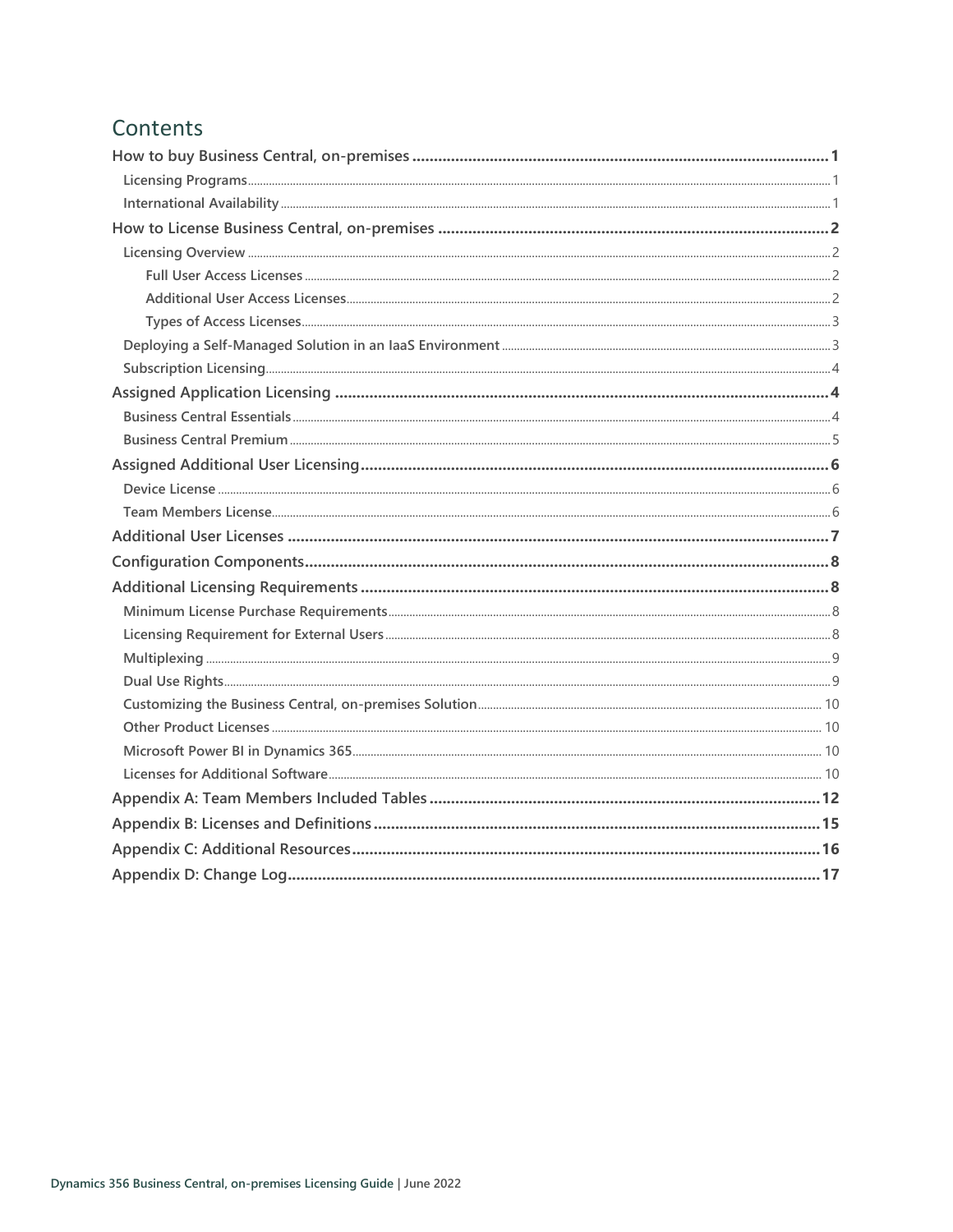# Contents

- How to buy Business Central, on-premises ..... 1
  - Licensing Programs ..... 1
  - International Availability ..... 1
- How to License Business Central, on-premises ..... 2
  - Licensing Overview ..... 2
    - Full User Access Licenses ..... 2
    - Additional User Access Licenses ..... 2
    - Types of Access Licenses ..... 3
  - Deploying a Self-Managed Solution in an IaaS Environment ..... 3
  - Subscription Licensing ..... 4
- Assigned Application Licensing ..... 4
  - Business Central Essentials ..... 4
  - Business Central Premium ..... 5
- Assigned Additional User Licensing ..... 6
  - Device License ..... 6
  - Team Members License ..... 6
- Additional User Licenses ..... 7
- Configuration Components ..... 8
- Additional Licensing Requirements ..... 8
  - Minimum License Purchase Requirements ..... 8
  - Licensing Requirement for External Users ..... 8
  - Multiplexing ..... 9
  - Dual Use Rights ..... 9
  - Customizing the Business Central, on-premises Solution ..... 10
  - Other Product Licenses ..... 10
  - Microsoft Power BI in Dynamics 365 ..... 10
  - Licenses for Additional Software ..... 10
- Appendix A: Team Members Included Tables ..... 12
- Appendix B: Licenses and Definitions ..... 15
- Appendix C: Additional Resources ..... 16
- Appendix D: Change Log ..... 17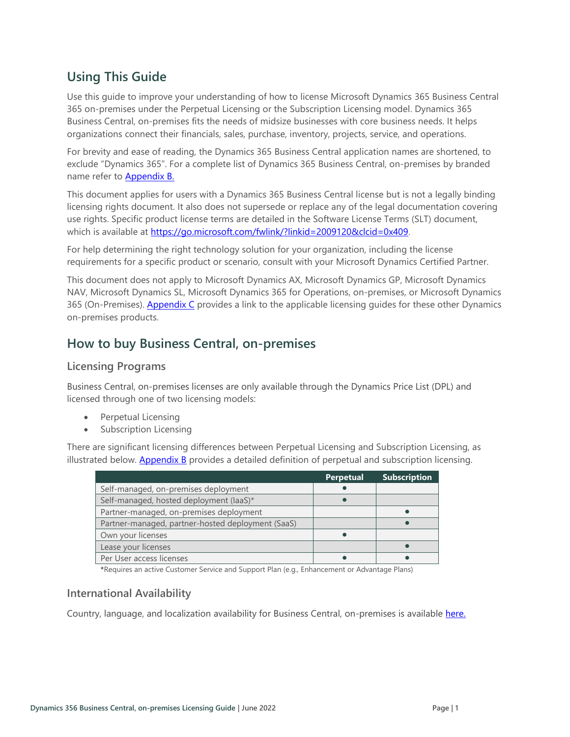## Using This Guide

Use this guide to improve your understanding of how to license Microsoft Dynamics 365 Business Central 365 on-premises under the Perpetual Licensing or the Subscription Licensing model. Dynamics 365 Business Central, on-premises fits the needs of midsize businesses with core business needs. It helps organizations connect their financials, sales, purchase, inventory, projects, service, and operations.

For brevity and ease of reading, the Dynamics 365 Business Central application names are shortened, to exclude "Dynamics 365". For a complete list of Dynamics 365 Business Central, on-premises by branded name refer to [Appendix B.](#)

This document applies for users with a Dynamics 365 Business Central license but is not a legally binding licensing rights document. It also does not supersede or replace any of the legal documentation covering use rights. Specific product license terms are detailed in the Software License Terms (SLT) document, which is available at [https://go.microsoft.com/fwlink/?linkid=2009120&clcid=0x409](https://go.microsoft.com/fwlink/?linkid=2009120&clcid=0x409).

For help determining the right technology solution for your organization, including the license requirements for a specific product or scenario, consult with your Microsoft Dynamics Certified Partner.

This document does not apply to Microsoft Dynamics AX, Microsoft Dynamics GP, Microsoft Dynamics NAV, Microsoft Dynamics SL, Microsoft Dynamics 365 for Operations, on-premises, or Microsoft Dynamics 365 (On-Premises). [Appendix C](#) provides a link to the applicable licensing guides for these other Dynamics on-premises products.

## How to buy Business Central, on-premises

### Licensing Programs

Business Central, on-premises licenses are only available through the Dynamics Price List (DPL) and licensed through one of two licensing models:

- Perpetual Licensing
- Subscription Licensing

There are significant licensing differences between Perpetual Licensing and Subscription Licensing, as illustrated below. [Appendix B](#) provides a detailed definition of perpetual and subscription licensing.

| | Perpetual | Subscription |
|---|---|---|
| Self-managed, on-premises deployment | ● | |
| Self-managed, hosted deployment (IaaS)* | ● | |
| Partner-managed, on-premises deployment | | ● |
| Partner-managed, partner-hosted deployment (SaaS) | | ● |
| Own your licenses | ● | |
| Lease your licenses | | ● |
| Per User access licenses | ● | ● |

***Requires an active Customer Service and Support Plan (e.g., Enhancement or Advantage Plans)**

### International Availability

Country, language, and localization availability for Business Central, on-premises is available [here.](#)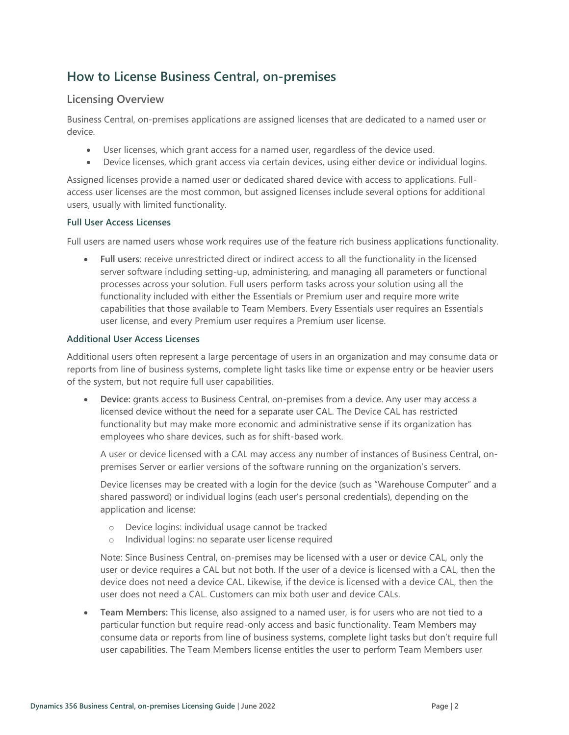## How to License Business Central, on-premises

### Licensing Overview

Business Central, on-premises applications are assigned licenses that are dedicated to a named user or device.

- User licenses, which grant access for a named user, regardless of the device used.
- Device licenses, which grant access via certain devices, using either device or individual logins.

Assigned licenses provide a named user or dedicated shared device with access to applications. Full-access user licenses are the most common, but assigned licenses include several options for additional users, usually with limited functionality.

#### Full User Access Licenses

Full users are named users whose work requires use of the feature rich business applications functionality.

- **Full users**: receive unrestricted direct or indirect access to all the functionality in the licensed server software including setting-up, administering, and managing all parameters or functional processes across your solution. Full users perform tasks across your solution using all the functionality included with either the Essentials or Premium user and require more write capabilities that those available to Team Members. Every Essentials user requires an Essentials user license, and every Premium user requires a Premium user license.

#### Additional User Access Licenses

Additional users often represent a large percentage of users in an organization and may consume data or reports from line of business systems, complete light tasks like time or expense entry or be heavier users of the system, but not require full user capabilities.

- **Device:** grants access to Business Central, on-premises from a device. Any user may access a licensed device without the need for a separate user CAL. The Device CAL has restricted functionality but may make more economic and administrative sense if its organization has employees who share devices, such as for shift-based work.

  A user or device licensed with a CAL may access any number of instances of Business Central, on-premises Server or earlier versions of the software running on the organization's servers.

  Device licenses may be created with a login for the device (such as "Warehouse Computer" and a shared password) or individual logins (each user's personal credentials), depending on the application and license:

  - Device logins: individual usage cannot be tracked
  - Individual logins: no separate user license required

  Note: Since Business Central, on-premises may be licensed with a user or device CAL, only the user or device requires a CAL but not both. If the user of a device is licensed with a CAL, then the device does not need a device CAL. Likewise, if the device is licensed with a device CAL, then the user does not need a CAL. Customers can mix both user and device CALs.

- **Team Members:** This license, also assigned to a named user, is for users who are not tied to a particular function but require read-only access and basic functionality. Team Members may consume data or reports from line of business systems, complete light tasks but don't require full user capabilities. The Team Members license entitles the user to perform Team Members user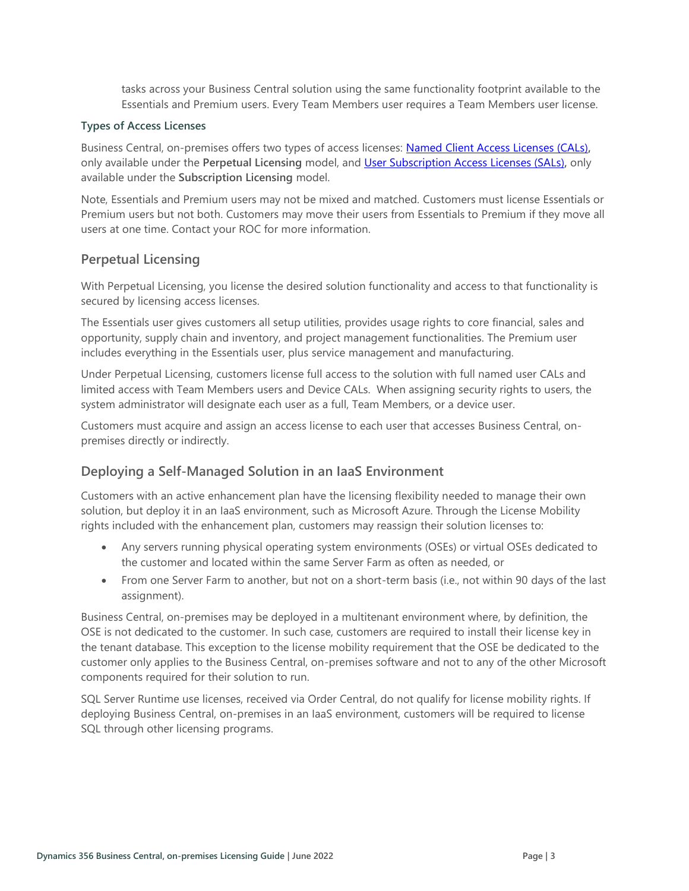tasks across your Business Central solution using the same functionality footprint available to the Essentials and Premium users. Every Team Members user requires a Team Members user license.

#### Types of Access Licenses

Business Central, on-premises offers two types of access licenses: [Named Client Access Licenses (CALs)](), only available under the **Perpetual Licensing** model, and [User Subscription Access Licenses (SALs)](), only available under the **Subscription Licensing** model.

Note, Essentials and Premium users may not be mixed and matched. Customers must license Essentials or Premium users but not both. Customers may move their users from Essentials to Premium if they move all users at one time. Contact your ROC for more information.

### Perpetual Licensing

With Perpetual Licensing, you license the desired solution functionality and access to that functionality is secured by licensing access licenses.

The Essentials user gives customers all setup utilities, provides usage rights to core financial, sales and opportunity, supply chain and inventory, and project management functionalities. The Premium user includes everything in the Essentials user, plus service management and manufacturing.

Under Perpetual Licensing, customers license full access to the solution with full named user CALs and limited access with Team Members users and Device CALs. When assigning security rights to users, the system administrator will designate each user as a full, Team Members, or a device user.

Customers must acquire and assign an access license to each user that accesses Business Central, on-premises directly or indirectly.

### Deploying a Self-Managed Solution in an IaaS Environment

Customers with an active enhancement plan have the licensing flexibility needed to manage their own solution, but deploy it in an IaaS environment, such as Microsoft Azure. Through the License Mobility rights included with the enhancement plan, customers may reassign their solution licenses to:

- Any servers running physical operating system environments (OSEs) or virtual OSEs dedicated to the customer and located within the same Server Farm as often as needed, or
- From one Server Farm to another, but not on a short-term basis (i.e., not within 90 days of the last assignment).

Business Central, on-premises may be deployed in a multitenant environment where, by definition, the OSE is not dedicated to the customer. In such case, customers are required to install their license key in the tenant database. This exception to the license mobility requirement that the OSE be dedicated to the customer only applies to the Business Central, on-premises software and not to any of the other Microsoft components required for their solution to run.

SQL Server Runtime use licenses, received via Order Central, do not qualify for license mobility rights. If deploying Business Central, on-premises in an IaaS environment, customers will be required to license SQL through other licensing programs.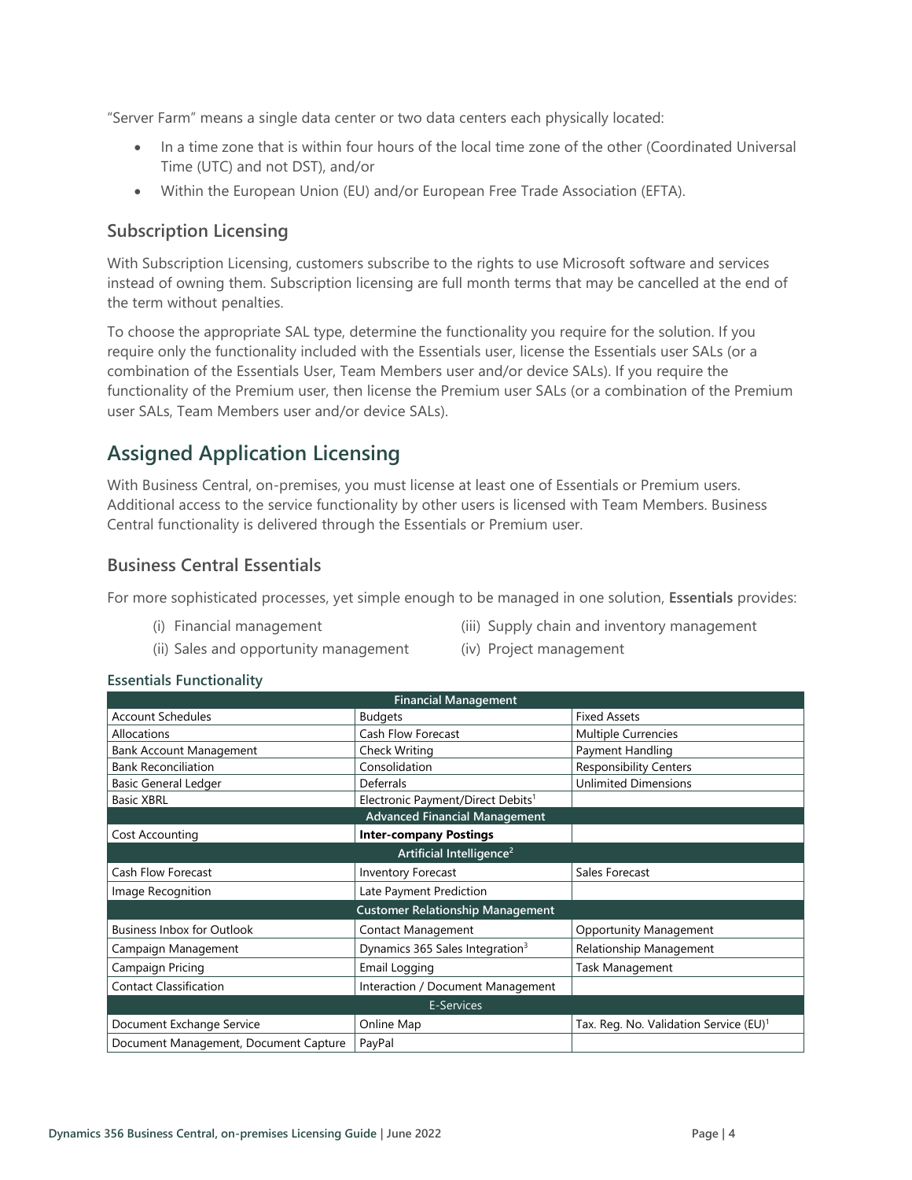"Server Farm" means a single data center or two data centers each physically located:

- In a time zone that is within four hours of the local time zone of the other (Coordinated Universal Time (UTC) and not DST), and/or
- Within the European Union (EU) and/or European Free Trade Association (EFTA).

### Subscription Licensing

With Subscription Licensing, customers subscribe to the rights to use Microsoft software and services instead of owning them. Subscription licensing are full month terms that may be cancelled at the end of the term without penalties.

To choose the appropriate SAL type, determine the functionality you require for the solution. If you require only the functionality included with the Essentials user, license the Essentials user SALs (or a combination of the Essentials User, Team Members user and/or device SALs). If you require the functionality of the Premium user, then license the Premium user SALs (or a combination of the Premium user SALs, Team Members user and/or device SALs).

## Assigned Application Licensing

With Business Central, on-premises, you must license at least one of Essentials or Premium users. Additional access to the service functionality by other users is licensed with Team Members. Business Central functionality is delivered through the Essentials or Premium user.

### Business Central Essentials

For more sophisticated processes, yet simple enough to be managed in one solution, **Essentials** provides:

(i) Financial management
(ii) Sales and opportunity management
(iii) Supply chain and inventory management
(iv) Project management

**Essentials Functionality**

| Financial Management | | |
|---|---|---|
| Account Schedules | Budgets | Fixed Assets |
| Allocations | Cash Flow Forecast | Multiple Currencies |
| Bank Account Management | Check Writing | Payment Handling |
| Bank Reconciliation | Consolidation | Responsibility Centers |
| Basic General Ledger | Deferrals | Unlimited Dimensions |
| Basic XBRL | Electronic Payment/Direct Debits[1] | |
| **Advanced Financial Management** | | |
| Cost Accounting | **Inter-company Postings** | |
| **Artificial Intelligence[2]** | | |
| Cash Flow Forecast | Inventory Forecast | Sales Forecast |
| Image Recognition | Late Payment Prediction | |
| **Customer Relationship Management** | | |
| Business Inbox for Outlook | Contact Management | Opportunity Management |
| Campaign Management | Dynamics 365 Sales Integration[3] | Relationship Management |
| Campaign Pricing | Email Logging | Task Management |
| Contact Classification | Interaction / Document Management | |
| **E-Services** | | |
| Document Exchange Service | Online Map | Tax. Reg. No. Validation Service (EU)[1] |
| Document Management, Document Capture | PayPal | |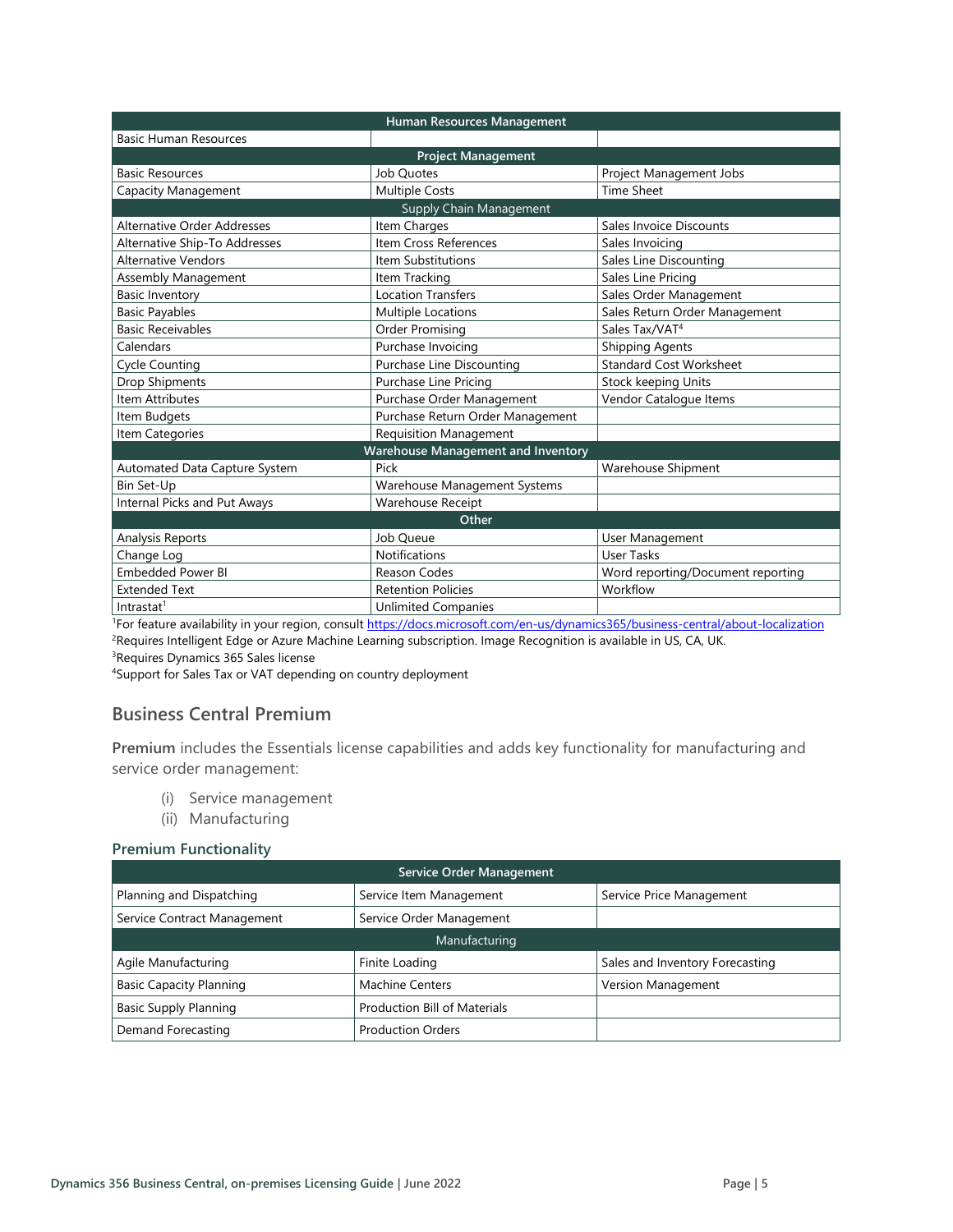| Human Resources Management | | |
|---|---|---|
| Basic Human Resources | | |
| **Project Management** | | |
| Basic Resources | Job Quotes | Project Management Jobs |
| Capacity Management | Multiple Costs | Time Sheet |
| **Supply Chain Management** | | |
| Alternative Order Addresses | Item Charges | Sales Invoice Discounts |
| Alternative Ship-To Addresses | Item Cross References | Sales Invoicing |
| Alternative Vendors | Item Substitutions | Sales Line Discounting |
| Assembly Management | Item Tracking | Sales Line Pricing |
| Basic Inventory | Location Transfers | Sales Order Management |
| Basic Payables | Multiple Locations | Sales Return Order Management |
| Basic Receivables | Order Promising | Sales Tax/VAT[4] |
| Calendars | Purchase Invoicing | Shipping Agents |
| Cycle Counting | Purchase Line Discounting | Standard Cost Worksheet |
| Drop Shipments | Purchase Line Pricing | Stock keeping Units |
| Item Attributes | Purchase Order Management | Vendor Catalogue Items |
| Item Budgets | Purchase Return Order Management | |
| Item Categories | Requisition Management | |
| **Warehouse Management and Inventory** | | |
| Automated Data Capture System | Pick | Warehouse Shipment |
| Bin Set-Up | Warehouse Management Systems | |
| Internal Picks and Put Aways | Warehouse Receipt | |
| **Other** | | |
| Analysis Reports | Job Queue | User Management |
| Change Log | Notifications | User Tasks |
| Embedded Power BI | Reason Codes | Word reporting/Document reporting |
| Extended Text | Retention Policies | Workflow |
| Intrastat[1] | Unlimited Companies | |

[1]For feature availability in your region, consult https://docs.microsoft.com/en-us/dynamics365/business-central/about-localization
[2]Requires Intelligent Edge or Azure Machine Learning subscription. Image Recognition is available in US, CA, UK.
[3]Requires Dynamics 365 Sales license
[4]Support for Sales Tax or VAT depending on country deployment

## Business Central Premium

**Premium** includes the Essentials license capabilities and adds key functionality for manufacturing and service order management:

(i) Service management
(ii) Manufacturing

### Premium Functionality

| Service Order Management | | |
|---|---|---|
| Planning and Dispatching | Service Item Management | Service Price Management |
| Service Contract Management | Service Order Management | |
| **Manufacturing** | | |
| Agile Manufacturing | Finite Loading | Sales and Inventory Forecasting |
| Basic Capacity Planning | Machine Centers | Version Management |
| Basic Supply Planning | Production Bill of Materials | |
| Demand Forecasting | Production Orders | |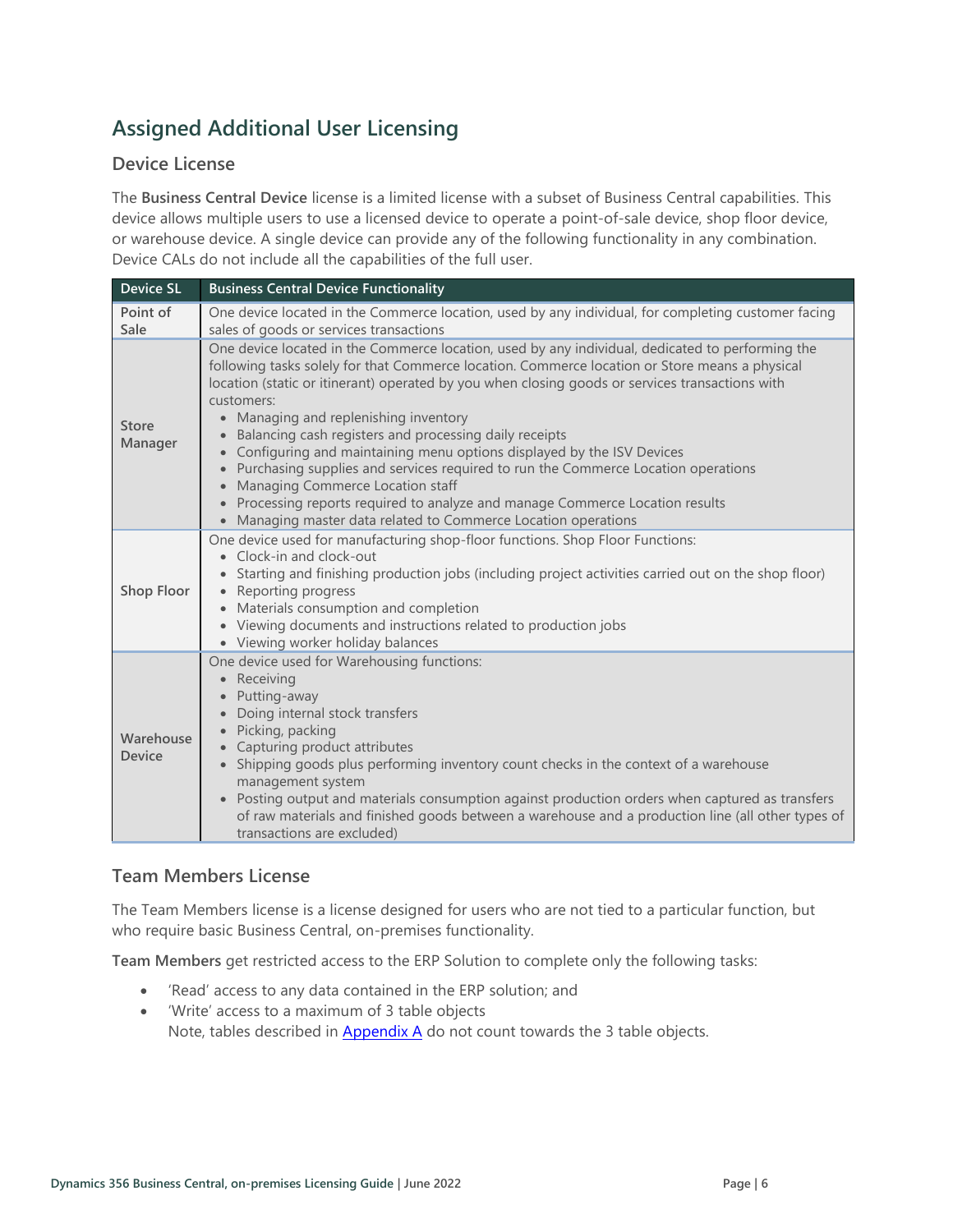## Assigned Additional User Licensing

### Device License

The **Business Central Device** license is a limited license with a subset of Business Central capabilities. This device allows multiple users to use a licensed device to operate a point-of-sale device, shop floor device, or warehouse device. A single device can provide any of the following functionality in any combination. Device CALs do not include all the capabilities of the full user.

| Device SL | Business Central Device Functionality |
|---|---|
| Point of Sale | One device located in the Commerce location, used by any individual, for completing customer facing sales of goods or services transactions |
| Store Manager | One device located in the Commerce location, used by any individual, dedicated to performing the following tasks solely for that Commerce location. Commerce location or Store means a physical location (static or itinerant) operated by you when closing goods or services transactions with customers:<br>• Managing and replenishing inventory<br>• Balancing cash registers and processing daily receipts<br>• Configuring and maintaining menu options displayed by the ISV Devices<br>• Purchasing supplies and services required to run the Commerce Location operations<br>• Managing Commerce Location staff<br>• Processing reports required to analyze and manage Commerce Location results<br>• Managing master data related to Commerce Location operations |
| Shop Floor | One device used for manufacturing shop-floor functions. Shop Floor Functions:<br>• Clock-in and clock-out<br>• Starting and finishing production jobs (including project activities carried out on the shop floor)<br>• Reporting progress<br>• Materials consumption and completion<br>• Viewing documents and instructions related to production jobs<br>• Viewing worker holiday balances |
| Warehouse Device | One device used for Warehousing functions:<br>• Receiving<br>• Putting-away<br>• Doing internal stock transfers<br>• Picking, packing<br>• Capturing product attributes<br>• Shipping goods plus performing inventory count checks in the context of a warehouse management system<br>• Posting output and materials consumption against production orders when captured as transfers of raw materials and finished goods between a warehouse and a production line (all other types of transactions are excluded) |

### Team Members License

The Team Members license is a license designed for users who are not tied to a particular function, but who require basic Business Central, on-premises functionality.

**Team Members** get restricted access to the ERP Solution to complete only the following tasks:

- 'Read' access to any data contained in the ERP solution; and
- 'Write' access to a maximum of 3 table objects
  Note, tables described in Appendix A do not count towards the 3 table objects.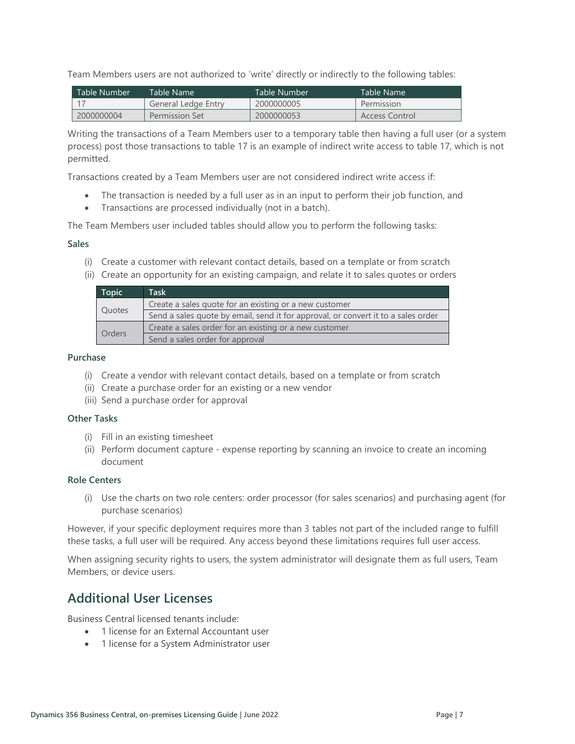Team Members users are not authorized to 'write' directly or indirectly to the following tables:

| Table Number | Table Name | Table Number | Table Name |
|---|---|---|---|
| 17 | General Ledge Entry | 2000000005 | Permission |
| 2000000004 | Permission Set | 2000000053 | Access Control |

Writing the transactions of a Team Members user to a temporary table then having a full user (or a system process) post those transactions to table 17 is an example of indirect write access to table 17, which is not permitted.

Transactions created by a Team Members user are not considered indirect write access if:

- The transaction is needed by a full user as in an input to perform their job function, and
- Transactions are processed individually (not in a batch).

The Team Members user included tables should allow you to perform the following tasks:

### Sales

(i) Create a customer with relevant contact details, based on a template or from scratch
(ii) Create an opportunity for an existing campaign, and relate it to sales quotes or orders

| Topic | Task |
|---|---|
| Quotes | Create a sales quote for an existing or a new customer |
| | Send a sales quote by email, send it for approval, or convert it to a sales order |
| Orders | Create a sales order for an existing or a new customer |
| | Send a sales order for approval |

### Purchase

(i) Create a vendor with relevant contact details, based on a template or from scratch
(ii) Create a purchase order for an existing or a new vendor
(iii) Send a purchase order for approval

### Other Tasks

(i) Fill in an existing timesheet
(ii) Perform document capture - expense reporting by scanning an invoice to create an incoming document

### Role Centers

(i) Use the charts on two role centers: order processor (for sales scenarios) and purchasing agent (for purchase scenarios)

However, if your specific deployment requires more than 3 tables not part of the included range to fulfill these tasks, a full user will be required. Any access beyond these limitations requires full user access.

When assigning security rights to users, the system administrator will designate them as full users, Team Members, or device users.

## Additional User Licenses

Business Central licensed tenants include:

- 1 license for an External Accountant user
- 1 license for a System Administrator user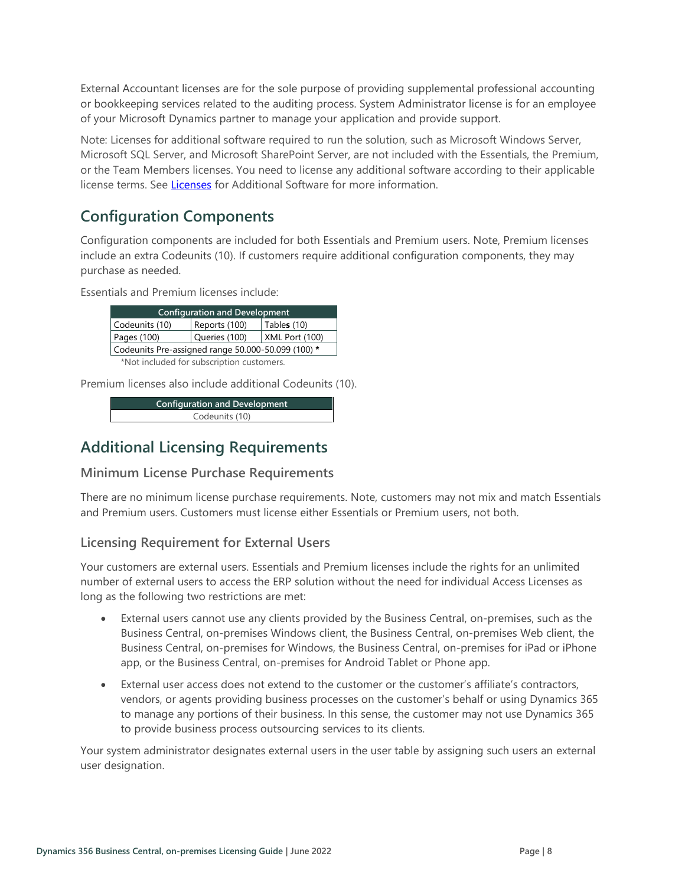External Accountant licenses are for the sole purpose of providing supplemental professional accounting or bookkeeping services related to the auditing process. System Administrator license is for an employee of your Microsoft Dynamics partner to manage your application and provide support.

Note: Licenses for additional software required to run the solution, such as Microsoft Windows Server, Microsoft SQL Server, and Microsoft SharePoint Server, are not included with the Essentials, the Premium, or the Team Members licenses. You need to license any additional software according to their applicable license terms. See [Licenses](#) for Additional Software for more information.

## Configuration Components

Configuration components are included for both Essentials and Premium users. Note, Premium licenses include an extra Codeunits (10). If customers require additional configuration components, they may purchase as needed.

Essentials and Premium licenses include:

| Configuration and Development | | |
|---|---|---|
| Codeunits (10) | Reports (100) | Tables (10) |
| Pages (100) | Queries (100) | XML Port (100) |
| Codeunits Pre-assigned range 50.000-50.099 (100) * | | |

*Not included for subscription customers.

Premium licenses also include additional Codeunits (10).

| Configuration and Development |
|---|
| Codeunits (10) |

## Additional Licensing Requirements

### Minimum License Purchase Requirements

There are no minimum license purchase requirements. Note, customers may not mix and match Essentials and Premium users. Customers must license either Essentials or Premium users, not both.

### Licensing Requirement for External Users

Your customers are external users. Essentials and Premium licenses include the rights for an unlimited number of external users to access the ERP solution without the need for individual Access Licenses as long as the following two restrictions are met:

- External users cannot use any clients provided by the Business Central, on-premises, such as the Business Central, on-premises Windows client, the Business Central, on-premises Web client, the Business Central, on-premises for Windows, the Business Central, on-premises for iPad or iPhone app, or the Business Central, on-premises for Android Tablet or Phone app.
- External user access does not extend to the customer or the customer's affiliate's contractors, vendors, or agents providing business processes on the customer's behalf or using Dynamics 365 to manage any portions of their business. In this sense, the customer may not use Dynamics 365 to provide business process outsourcing services to its clients.

Your system administrator designates external users in the user table by assigning such users an external user designation.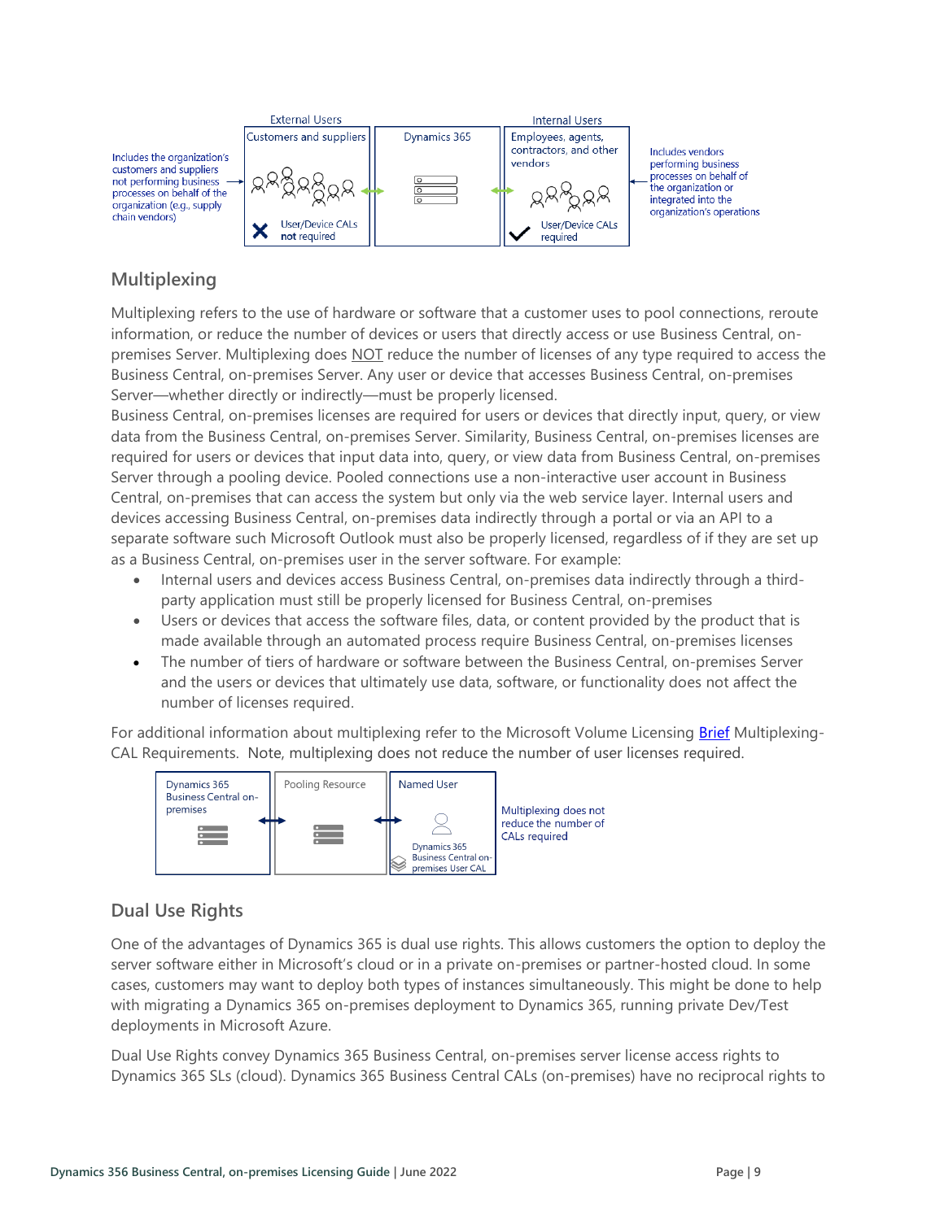External Users | Dynamics 365 | Internal Users

Includes the organization's customers and suppliers not performing business processes on behalf of the organization (e.g., supply chain vendors)

Customers and suppliers — User/Device CALs **not** required

Employees, agents, contractors, and other vendors — User/Device CALs required

Includes vendors performing business processes on behalf of the organization or integrated into the organization's operations

## Multiplexing

Multiplexing refers to the use of hardware or software that a customer uses to pool connections, reroute information, or reduce the number of devices or users that directly access or use Business Central, on-premises Server. Multiplexing does NOT reduce the number of licenses of any type required to access the Business Central, on-premises Server. Any user or device that accesses Business Central, on-premises Server—whether directly or indirectly—must be properly licensed.

Business Central, on-premises licenses are required for users or devices that directly input, query, or view data from the Business Central, on-premises Server. Similarity, Business Central, on-premises licenses are required for users or devices that input data into, query, or view data from Business Central, on-premises Server through a pooling device. Pooled connections use a non-interactive user account in Business Central, on-premises that can access the system but only via the web service layer. Internal users and devices accessing Business Central, on-premises data indirectly through a portal or via an API to a separate software such Microsoft Outlook must also be properly licensed, regardless of if they are set up as a Business Central, on-premises user in the server software. For example:

- Internal users and devices access Business Central, on-premises data indirectly through a third-party application must still be properly licensed for Business Central, on-premises
- Users or devices that access the software files, data, or content provided by the product that is made available through an automated process require Business Central, on-premises licenses
- The number of tiers of hardware or software between the Business Central, on-premises Server and the users or devices that ultimately use data, software, or functionality does not affect the number of licenses required.

For additional information about multiplexing refer to the Microsoft Volume Licensing [Brief](#) Multiplexing-CAL Requirements. Note, multiplexing does not reduce the number of user licenses required.

Dynamics 365 Business Central on-premises | Pooling Resource | Named User — Dynamics 365 Business Central on-premises User CAL

Multiplexing does not reduce the number of CALs required

## Dual Use Rights

One of the advantages of Dynamics 365 is dual use rights. This allows customers the option to deploy the server software either in Microsoft's cloud or in a private on-premises or partner-hosted cloud. In some cases, customers may want to deploy both types of instances simultaneously. This might be done to help with migrating a Dynamics 365 on-premises deployment to Dynamics 365, running private Dev/Test deployments in Microsoft Azure.

Dual Use Rights convey Dynamics 365 Business Central, on-premises server license access rights to Dynamics 365 SLs (cloud). Dynamics 365 Business Central CALs (on-premises) have no reciprocal rights to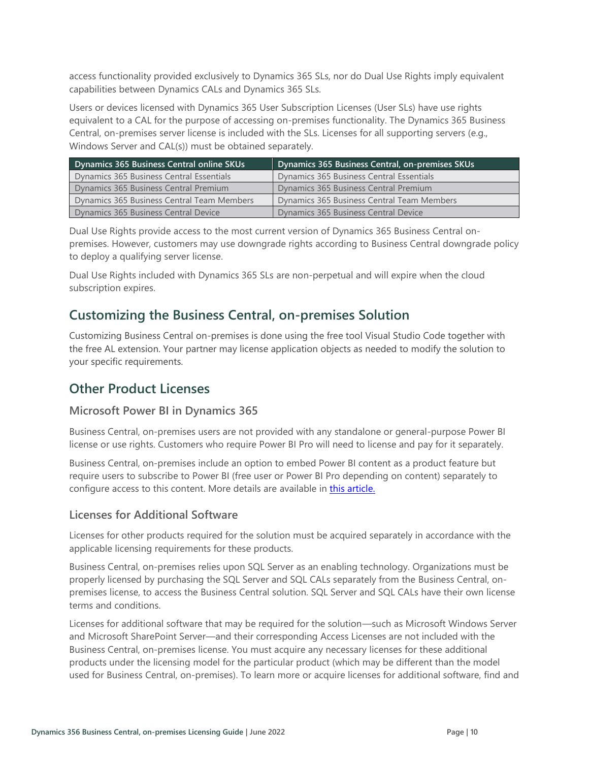access functionality provided exclusively to Dynamics 365 SLs, nor do Dual Use Rights imply equivalent capabilities between Dynamics CALs and Dynamics 365 SLs.

Users or devices licensed with Dynamics 365 User Subscription Licenses (User SLs) have use rights equivalent to a CAL for the purpose of accessing on-premises functionality. The Dynamics 365 Business Central, on-premises server license is included with the SLs. Licenses for all supporting servers (e.g., Windows Server and CAL(s)) must be obtained separately.

| Dynamics 365 Business Central online SKUs | Dynamics 365 Business Central, on-premises SKUs |
| --- | --- |
| Dynamics 365 Business Central Essentials | Dynamics 365 Business Central Essentials |
| Dynamics 365 Business Central Premium | Dynamics 365 Business Central Premium |
| Dynamics 365 Business Central Team Members | Dynamics 365 Business Central Team Members |
| Dynamics 365 Business Central Device | Dynamics 365 Business Central Device |

Dual Use Rights provide access to the most current version of Dynamics 365 Business Central on-premises. However, customers may use downgrade rights according to Business Central downgrade policy to deploy a qualifying server license.

Dual Use Rights included with Dynamics 365 SLs are non-perpetual and will expire when the cloud subscription expires.

## Customizing the Business Central, on-premises Solution

Customizing Business Central on-premises is done using the free tool Visual Studio Code together with the free AL extension. Your partner may license application objects as needed to modify the solution to your specific requirements.

## Other Product Licenses

### Microsoft Power BI in Dynamics 365

Business Central, on-premises users are not provided with any standalone or general-purpose Power BI license or use rights. Customers who require Power BI Pro will need to license and pay for it separately.

Business Central, on-premises include an option to embed Power BI content as a product feature but require users to subscribe to Power BI (free user or Power BI Pro depending on content) separately to configure access to this content. More details are available in [this article.](#)

### Licenses for Additional Software

Licenses for other products required for the solution must be acquired separately in accordance with the applicable licensing requirements for these products.

Business Central, on-premises relies upon SQL Server as an enabling technology. Organizations must be properly licensed by purchasing the SQL Server and SQL CALs separately from the Business Central, on-premises license, to access the Business Central solution. SQL Server and SQL CALs have their own license terms and conditions.

Licenses for additional software that may be required for the solution—such as Microsoft Windows Server and Microsoft SharePoint Server—and their corresponding Access Licenses are not included with the Business Central, on-premises license. You must acquire any necessary licenses for these additional products under the licensing model for the particular product (which may be different than the model used for Business Central, on-premises). To learn more or acquire licenses for additional software, find and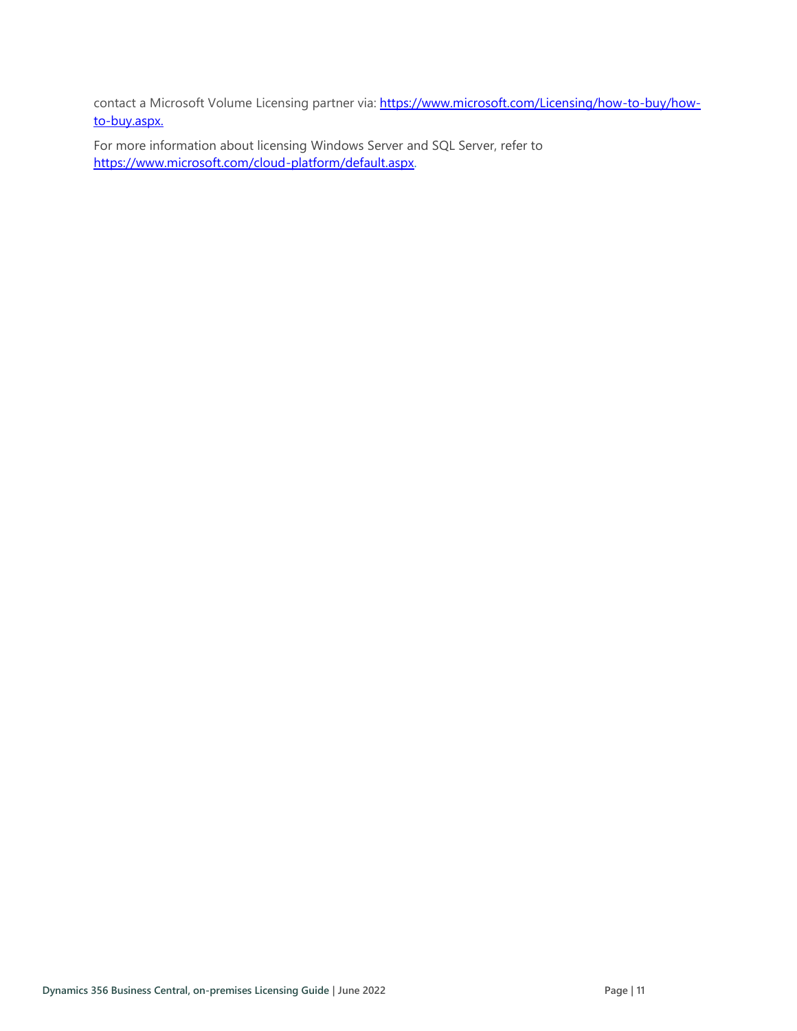contact a Microsoft Volume Licensing partner via: [https://www.microsoft.com/Licensing/how-to-buy/how-to-buy.aspx.](https://www.microsoft.com/Licensing/how-to-buy/how-to-buy.aspx)

For more information about licensing Windows Server and SQL Server, refer to [https://www.microsoft.com/cloud-platform/default.aspx](https://www.microsoft.com/cloud-platform/default.aspx).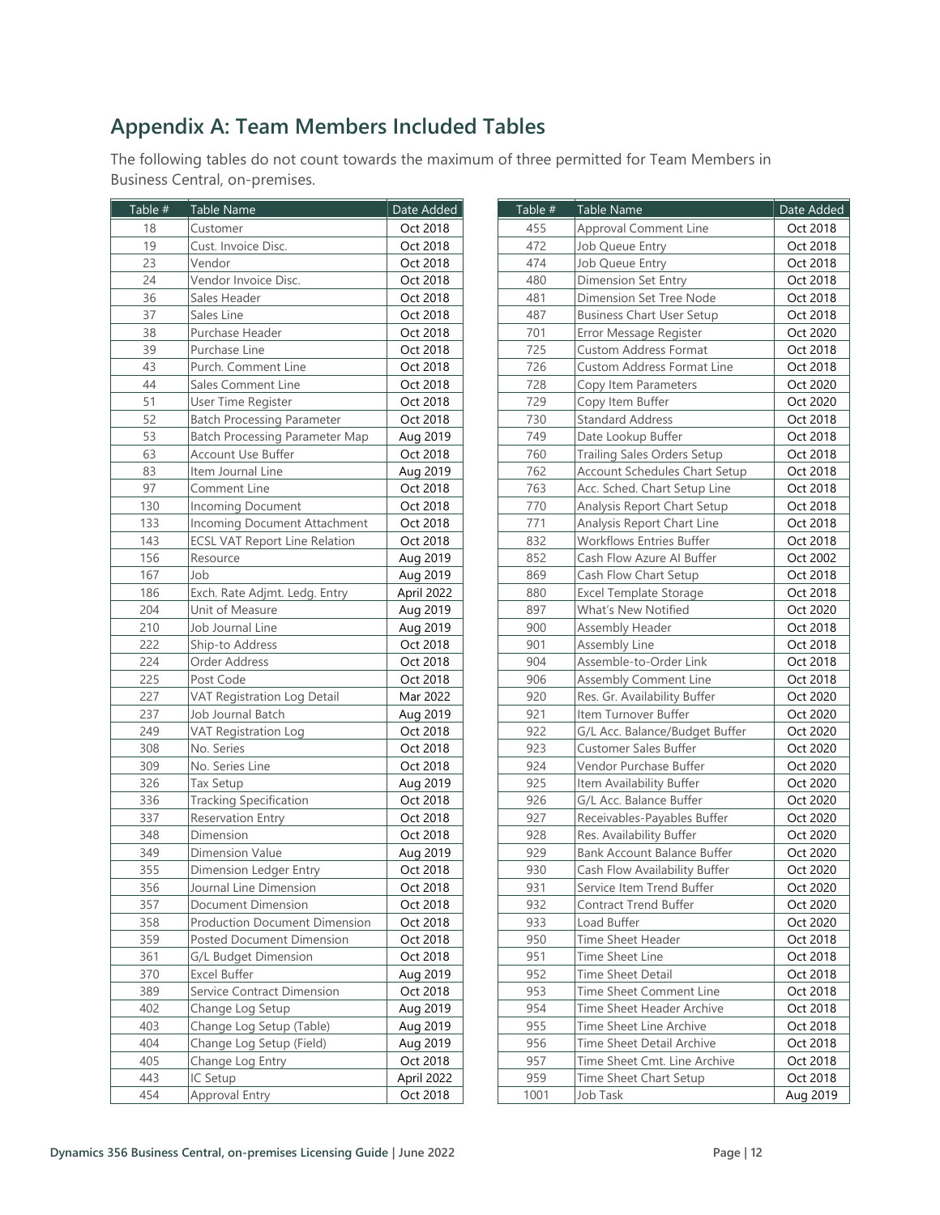## Appendix A: Team Members Included Tables

The following tables do not count towards the maximum of three permitted for Team Members in Business Central, on-premises.

| Table # | Table Name | Date Added |
|---|---|---|
| 18 | Customer | Oct 2018 |
| 19 | Cust. Invoice Disc. | Oct 2018 |
| 23 | Vendor | Oct 2018 |
| 24 | Vendor Invoice Disc. | Oct 2018 |
| 36 | Sales Header | Oct 2018 |
| 37 | Sales Line | Oct 2018 |
| 38 | Purchase Header | Oct 2018 |
| 39 | Purchase Line | Oct 2018 |
| 43 | Purch. Comment Line | Oct 2018 |
| 44 | Sales Comment Line | Oct 2018 |
| 51 | User Time Register | Oct 2018 |
| 52 | Batch Processing Parameter | Oct 2018 |
| 53 | Batch Processing Parameter Map | Aug 2019 |
| 63 | Account Use Buffer | Oct 2018 |
| 83 | Item Journal Line | Aug 2019 |
| 97 | Comment Line | Oct 2018 |
| 130 | Incoming Document | Oct 2018 |
| 133 | Incoming Document Attachment | Oct 2018 |
| 143 | ECSL VAT Report Line Relation | Oct 2018 |
| 156 | Resource | Aug 2019 |
| 167 | Job | Aug 2019 |
| 186 | Exch. Rate Adjmt. Ledg. Entry | April 2022 |
| 204 | Unit of Measure | Aug 2019 |
| 210 | Job Journal Line | Aug 2019 |
| 222 | Ship-to Address | Oct 2018 |
| 224 | Order Address | Oct 2018 |
| 225 | Post Code | Oct 2018 |
| 227 | VAT Registration Log Detail | Mar 2022 |
| 237 | Job Journal Batch | Aug 2019 |
| 249 | VAT Registration Log | Oct 2018 |
| 308 | No. Series | Oct 2018 |
| 309 | No. Series Line | Oct 2018 |
| 326 | Tax Setup | Aug 2019 |
| 336 | Tracking Specification | Oct 2018 |
| 337 | Reservation Entry | Oct 2018 |
| 348 | Dimension | Oct 2018 |
| 349 | Dimension Value | Aug 2019 |
| 355 | Dimension Ledger Entry | Oct 2018 |
| 356 | Journal Line Dimension | Oct 2018 |
| 357 | Document Dimension | Oct 2018 |
| 358 | Production Document Dimension | Oct 2018 |
| 359 | Posted Document Dimension | Oct 2018 |
| 361 | G/L Budget Dimension | Oct 2018 |
| 370 | Excel Buffer | Aug 2019 |
| 389 | Service Contract Dimension | Oct 2018 |
| 402 | Change Log Setup | Aug 2019 |
| 403 | Change Log Setup (Table) | Aug 2019 |
| 404 | Change Log Setup (Field) | Aug 2019 |
| 405 | Change Log Entry | Oct 2018 |
| 443 | IC Setup | April 2022 |
| 454 | Approval Entry | Oct 2018 |
| 455 | Approval Comment Line | Oct 2018 |
| 472 | Job Queue Entry | Oct 2018 |
| 474 | Job Queue Entry | Oct 2018 |
| 480 | Dimension Set Entry | Oct 2018 |
| 481 | Dimension Set Tree Node | Oct 2018 |
| 487 | Business Chart User Setup | Oct 2018 |
| 701 | Error Message Register | Oct 2020 |
| 725 | Custom Address Format | Oct 2018 |
| 726 | Custom Address Format Line | Oct 2018 |
| 728 | Copy Item Parameters | Oct 2020 |
| 729 | Copy Item Buffer | Oct 2020 |
| 730 | Standard Address | Oct 2018 |
| 749 | Date Lookup Buffer | Oct 2018 |
| 760 | Trailing Sales Orders Setup | Oct 2018 |
| 762 | Account Schedules Chart Setup | Oct 2018 |
| 763 | Acc. Sched. Chart Setup Line | Oct 2018 |
| 770 | Analysis Report Chart Setup | Oct 2018 |
| 771 | Analysis Report Chart Line | Oct 2018 |
| 832 | Workflows Entries Buffer | Oct 2018 |
| 852 | Cash Flow Azure AI Buffer | Oct 2002 |
| 869 | Cash Flow Chart Setup | Oct 2018 |
| 880 | Excel Template Storage | Oct 2018 |
| 897 | What's New Notified | Oct 2020 |
| 900 | Assembly Header | Oct 2018 |
| 901 | Assembly Line | Oct 2018 |
| 904 | Assemble-to-Order Link | Oct 2018 |
| 906 | Assembly Comment Line | Oct 2018 |
| 920 | Res. Gr. Availability Buffer | Oct 2020 |
| 921 | Item Turnover Buffer | Oct 2020 |
| 922 | G/L Acc. Balance/Budget Buffer | Oct 2020 |
| 923 | Customer Sales Buffer | Oct 2020 |
| 924 | Vendor Purchase Buffer | Oct 2020 |
| 925 | Item Availability Buffer | Oct 2020 |
| 926 | G/L Acc. Balance Buffer | Oct 2020 |
| 927 | Receivables-Payables Buffer | Oct 2020 |
| 928 | Res. Availability Buffer | Oct 2020 |
| 929 | Bank Account Balance Buffer | Oct 2020 |
| 930 | Cash Flow Availability Buffer | Oct 2020 |
| 931 | Service Item Trend Buffer | Oct 2020 |
| 932 | Contract Trend Buffer | Oct 2020 |
| 933 | Load Buffer | Oct 2020 |
| 950 | Time Sheet Header | Oct 2018 |
| 951 | Time Sheet Line | Oct 2018 |
| 952 | Time Sheet Detail | Oct 2018 |
| 953 | Time Sheet Comment Line | Oct 2018 |
| 954 | Time Sheet Header Archive | Oct 2018 |
| 955 | Time Sheet Line Archive | Oct 2018 |
| 956 | Time Sheet Detail Archive | Oct 2018 |
| 957 | Time Sheet Cmt. Line Archive | Oct 2018 |
| 959 | Time Sheet Chart Setup | Oct 2018 |
| 1001 | Job Task | Aug 2019 |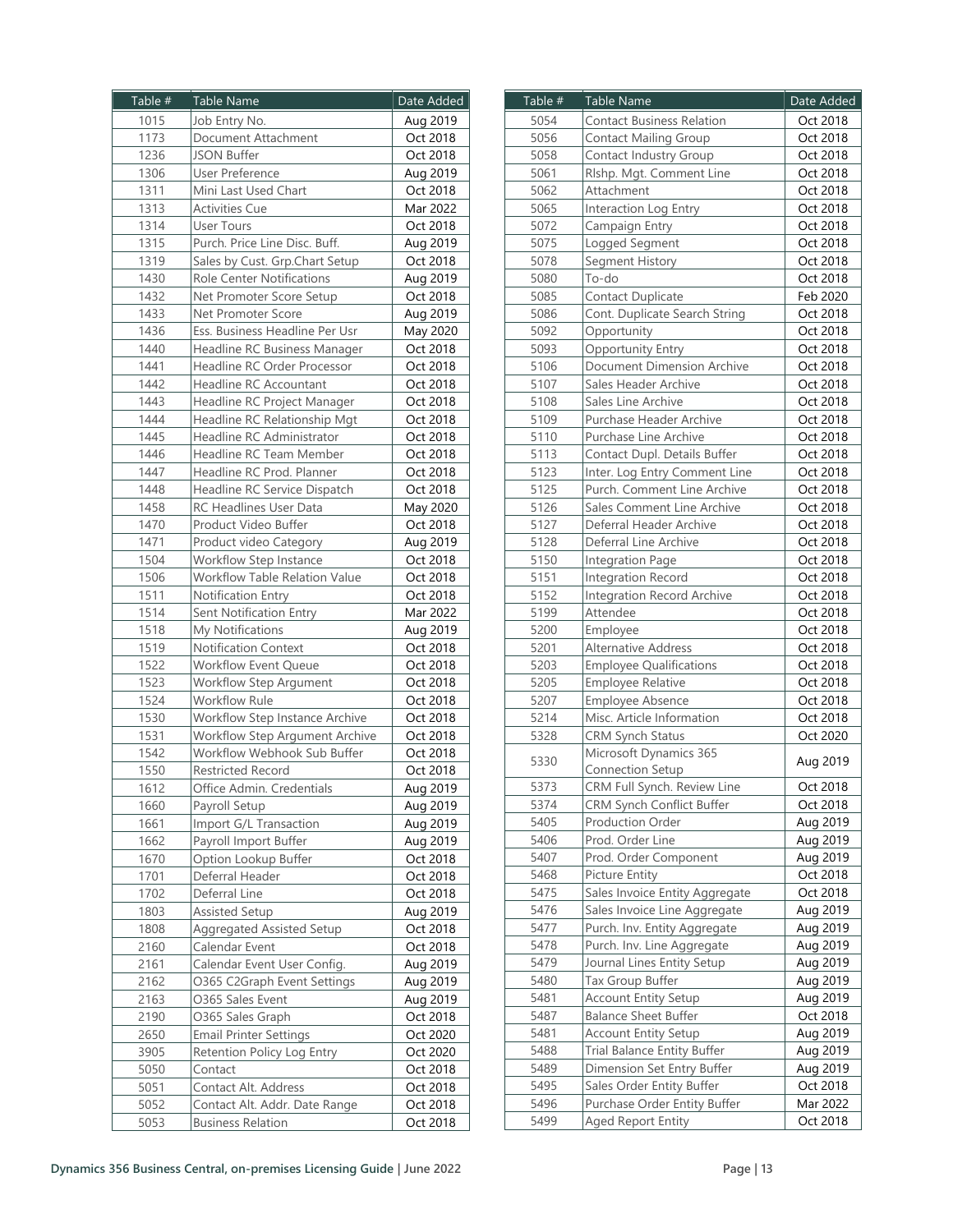| Table # | Table Name | Date Added |
| --- | --- | --- |
| 1015 | Job Entry No. | Aug 2019 |
| 1173 | Document Attachment | Oct 2018 |
| 1236 | JSON Buffer | Oct 2018 |
| 1306 | User Preference | Aug 2019 |
| 1311 | Mini Last Used Chart | Oct 2018 |
| 1313 | Activities Cue | Mar 2022 |
| 1314 | User Tours | Oct 2018 |
| 1315 | Purch. Price Line Disc. Buff. | Aug 2019 |
| 1319 | Sales by Cust. Grp.Chart Setup | Oct 2018 |
| 1430 | Role Center Notifications | Aug 2019 |
| 1432 | Net Promoter Score Setup | Oct 2018 |
| 1433 | Net Promoter Score | Aug 2019 |
| 1436 | Ess. Business Headline Per Usr | May 2020 |
| 1440 | Headline RC Business Manager | Oct 2018 |
| 1441 | Headline RC Order Processor | Oct 2018 |
| 1442 | Headline RC Accountant | Oct 2018 |
| 1443 | Headline RC Project Manager | Oct 2018 |
| 1444 | Headline RC Relationship Mgt | Oct 2018 |
| 1445 | Headline RC Administrator | Oct 2018 |
| 1446 | Headline RC Team Member | Oct 2018 |
| 1447 | Headline RC Prod. Planner | Oct 2018 |
| 1448 | Headline RC Service Dispatch | Oct 2018 |
| 1458 | RC Headlines User Data | May 2020 |
| 1470 | Product Video Buffer | Oct 2018 |
| 1471 | Product video Category | Aug 2019 |
| 1504 | Workflow Step Instance | Oct 2018 |
| 1506 | Workflow Table Relation Value | Oct 2018 |
| 1511 | Notification Entry | Oct 2018 |
| 1514 | Sent Notification Entry | Mar 2022 |
| 1518 | My Notifications | Aug 2019 |
| 1519 | Notification Context | Oct 2018 |
| 1522 | Workflow Event Queue | Oct 2018 |
| 1523 | Workflow Step Argument | Oct 2018 |
| 1524 | Workflow Rule | Oct 2018 |
| 1530 | Workflow Step Instance Archive | Oct 2018 |
| 1531 | Workflow Step Argument Archive | Oct 2018 |
| 1542 | Workflow Webhook Sub Buffer | Oct 2018 |
| 1550 | Restricted Record | Oct 2018 |
| 1612 | Office Admin. Credentials | Aug 2019 |
| 1660 | Payroll Setup | Aug 2019 |
| 1661 | Import G/L Transaction | Aug 2019 |
| 1662 | Payroll Import Buffer | Aug 2019 |
| 1670 | Option Lookup Buffer | Oct 2018 |
| 1701 | Deferral Header | Oct 2018 |
| 1702 | Deferral Line | Oct 2018 |
| 1803 | Assisted Setup | Aug 2019 |
| 1808 | Aggregated Assisted Setup | Oct 2018 |
| 2160 | Calendar Event | Oct 2018 |
| 2161 | Calendar Event User Config. | Aug 2019 |
| 2162 | O365 C2Graph Event Settings | Aug 2019 |
| 2163 | O365 Sales Event | Aug 2019 |
| 2190 | O365 Sales Graph | Oct 2018 |
| 2650 | Email Printer Settings | Oct 2020 |
| 3905 | Retention Policy Log Entry | Oct 2020 |
| 5050 | Contact | Oct 2018 |
| 5051 | Contact Alt. Address | Oct 2018 |
| 5052 | Contact Alt. Addr. Date Range | Oct 2018 |
| 5053 | Business Relation | Oct 2018 |
| 5054 | Contact Business Relation | Oct 2018 |
| 5056 | Contact Mailing Group | Oct 2018 |
| 5058 | Contact Industry Group | Oct 2018 |
| 5061 | Rlshp. Mgt. Comment Line | Oct 2018 |
| 5062 | Attachment | Oct 2018 |
| 5065 | Interaction Log Entry | Oct 2018 |
| 5072 | Campaign Entry | Oct 2018 |
| 5075 | Logged Segment | Oct 2018 |
| 5078 | Segment History | Oct 2018 |
| 5080 | To-do | Oct 2018 |
| 5085 | Contact Duplicate | Feb 2020 |
| 5086 | Cont. Duplicate Search String | Oct 2018 |
| 5092 | Opportunity | Oct 2018 |
| 5093 | Opportunity Entry | Oct 2018 |
| 5106 | Document Dimension Archive | Oct 2018 |
| 5107 | Sales Header Archive | Oct 2018 |
| 5108 | Sales Line Archive | Oct 2018 |
| 5109 | Purchase Header Archive | Oct 2018 |
| 5110 | Purchase Line Archive | Oct 2018 |
| 5113 | Contact Dupl. Details Buffer | Oct 2018 |
| 5123 | Inter. Log Entry Comment Line | Oct 2018 |
| 5125 | Purch. Comment Line Archive | Oct 2018 |
| 5126 | Sales Comment Line Archive | Oct 2018 |
| 5127 | Deferral Header Archive | Oct 2018 |
| 5128 | Deferral Line Archive | Oct 2018 |
| 5150 | Integration Page | Oct 2018 |
| 5151 | Integration Record | Oct 2018 |
| 5152 | Integration Record Archive | Oct 2018 |
| 5199 | Attendee | Oct 2018 |
| 5200 | Employee | Oct 2018 |
| 5201 | Alternative Address | Oct 2018 |
| 5203 | Employee Qualifications | Oct 2018 |
| 5205 | Employee Relative | Oct 2018 |
| 5207 | Employee Absence | Oct 2018 |
| 5214 | Misc. Article Information | Oct 2018 |
| 5328 | CRM Synch Status | Oct 2020 |
| 5330 | Microsoft Dynamics 365 Connection Setup | Aug 2019 |
| 5373 | CRM Full Synch. Review Line | Oct 2018 |
| 5374 | CRM Synch Conflict Buffer | Oct 2018 |
| 5405 | Production Order | Aug 2019 |
| 5406 | Prod. Order Line | Aug 2019 |
| 5407 | Prod. Order Component | Aug 2019 |
| 5468 | Picture Entity | Oct 2018 |
| 5475 | Sales Invoice Entity Aggregate | Oct 2018 |
| 5476 | Sales Invoice Line Aggregate | Aug 2019 |
| 5477 | Purch. Inv. Entity Aggregate | Aug 2019 |
| 5478 | Purch. Inv. Line Aggregate | Aug 2019 |
| 5479 | Journal Lines Entity Setup | Aug 2019 |
| 5480 | Tax Group Buffer | Aug 2019 |
| 5481 | Account Entity Setup | Aug 2019 |
| 5487 | Balance Sheet Buffer | Oct 2018 |
| 5481 | Account Entity Setup | Aug 2019 |
| 5488 | Trial Balance Entity Buffer | Aug 2019 |
| 5489 | Dimension Set Entry Buffer | Aug 2019 |
| 5495 | Sales Order Entity Buffer | Oct 2018 |
| 5496 | Purchase Order Entity Buffer | Mar 2022 |
| 5499 | Aged Report Entity | Oct 2018 |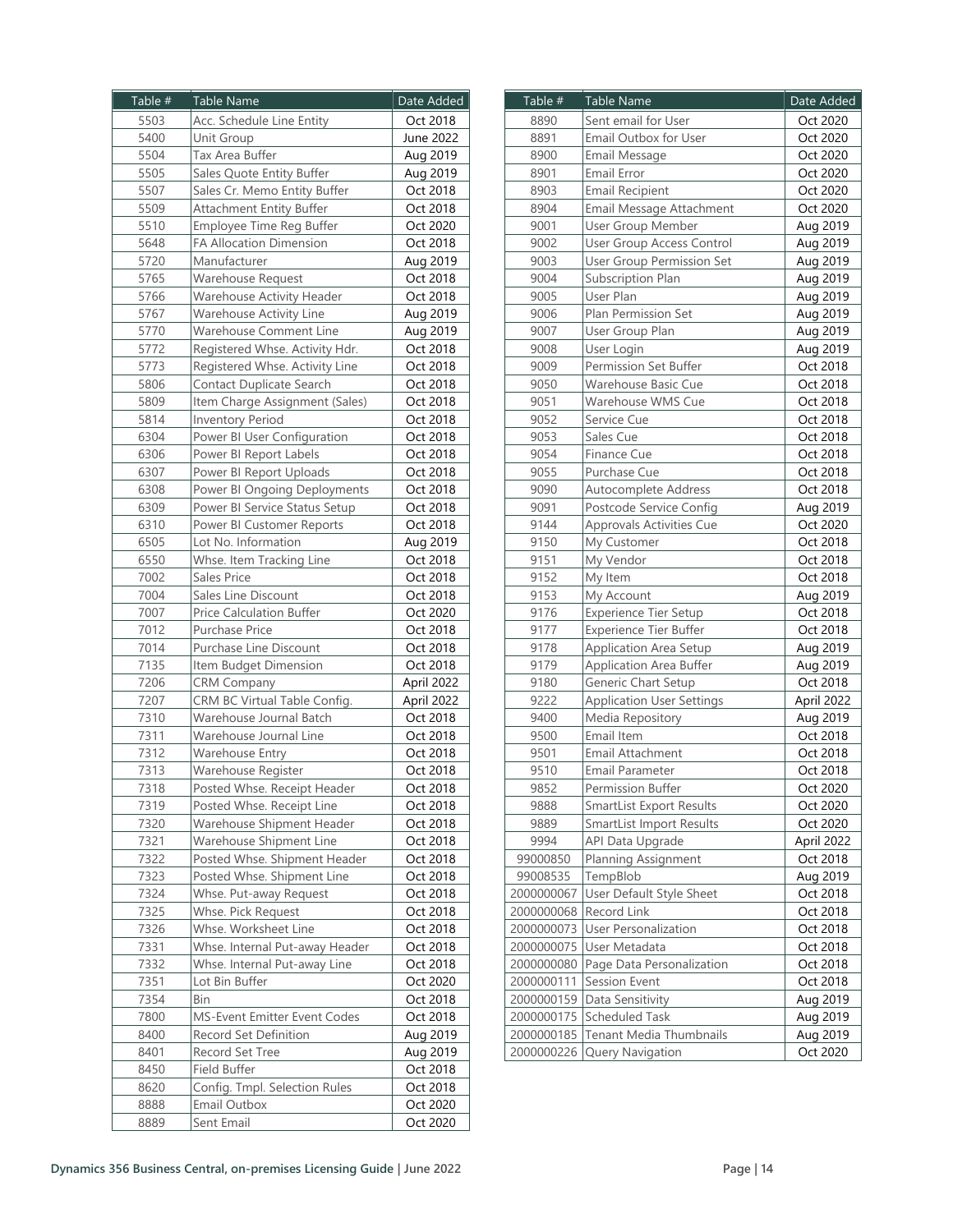| Table # | Table Name | Date Added |
|---|---|---|
| 5503 | Acc. Schedule Line Entity | Oct 2018 |
| 5400 | Unit Group | June 2022 |
| 5504 | Tax Area Buffer | Aug 2019 |
| 5505 | Sales Quote Entity Buffer | Aug 2019 |
| 5507 | Sales Cr. Memo Entity Buffer | Oct 2018 |
| 5509 | Attachment Entity Buffer | Oct 2018 |
| 5510 | Employee Time Reg Buffer | Oct 2020 |
| 5648 | FA Allocation Dimension | Oct 2018 |
| 5720 | Manufacturer | Aug 2019 |
| 5765 | Warehouse Request | Oct 2018 |
| 5766 | Warehouse Activity Header | Oct 2018 |
| 5767 | Warehouse Activity Line | Aug 2019 |
| 5770 | Warehouse Comment Line | Aug 2019 |
| 5772 | Registered Whse. Activity Hdr. | Oct 2018 |
| 5773 | Registered Whse. Activity Line | Oct 2018 |
| 5806 | Contact Duplicate Search | Oct 2018 |
| 5809 | Item Charge Assignment (Sales) | Oct 2018 |
| 5814 | Inventory Period | Oct 2018 |
| 6304 | Power BI User Configuration | Oct 2018 |
| 6306 | Power BI Report Labels | Oct 2018 |
| 6307 | Power BI Report Uploads | Oct 2018 |
| 6308 | Power BI Ongoing Deployments | Oct 2018 |
| 6309 | Power BI Service Status Setup | Oct 2018 |
| 6310 | Power BI Customer Reports | Oct 2018 |
| 6505 | Lot No. Information | Aug 2019 |
| 6550 | Whse. Item Tracking Line | Oct 2018 |
| 7002 | Sales Price | Oct 2018 |
| 7004 | Sales Line Discount | Oct 2018 |
| 7007 | Price Calculation Buffer | Oct 2020 |
| 7012 | Purchase Price | Oct 2018 |
| 7014 | Purchase Line Discount | Oct 2018 |
| 7135 | Item Budget Dimension | Oct 2018 |
| 7206 | CRM Company | April 2022 |
| 7207 | CRM BC Virtual Table Config. | April 2022 |
| 7310 | Warehouse Journal Batch | Oct 2018 |
| 7311 | Warehouse Journal Line | Oct 2018 |
| 7312 | Warehouse Entry | Oct 2018 |
| 7313 | Warehouse Register | Oct 2018 |
| 7318 | Posted Whse. Receipt Header | Oct 2018 |
| 7319 | Posted Whse. Receipt Line | Oct 2018 |
| 7320 | Warehouse Shipment Header | Oct 2018 |
| 7321 | Warehouse Shipment Line | Oct 2018 |
| 7322 | Posted Whse. Shipment Header | Oct 2018 |
| 7323 | Posted Whse. Shipment Line | Oct 2018 |
| 7324 | Whse. Put-away Request | Oct 2018 |
| 7325 | Whse. Pick Request | Oct 2018 |
| 7326 | Whse. Worksheet Line | Oct 2018 |
| 7331 | Whse. Internal Put-away Header | Oct 2018 |
| 7332 | Whse. Internal Put-away Line | Oct 2018 |
| 7351 | Lot Bin Buffer | Oct 2020 |
| 7354 | Bin | Oct 2018 |
| 7800 | MS-Event Emitter Event Codes | Oct 2018 |
| 8400 | Record Set Definition | Aug 2019 |
| 8401 | Record Set Tree | Aug 2019 |
| 8450 | Field Buffer | Oct 2018 |
| 8620 | Config. Tmpl. Selection Rules | Oct 2018 |
| 8888 | Email Outbox | Oct 2020 |
| 8889 | Sent Email | Oct 2020 |
| 8890 | Sent email for User | Oct 2020 |
| 8891 | Email Outbox for User | Oct 2020 |
| 8900 | Email Message | Oct 2020 |
| 8901 | Email Error | Oct 2020 |
| 8903 | Email Recipient | Oct 2020 |
| 8904 | Email Message Attachment | Oct 2020 |
| 9001 | User Group Member | Aug 2019 |
| 9002 | User Group Access Control | Aug 2019 |
| 9003 | User Group Permission Set | Aug 2019 |
| 9004 | Subscription Plan | Aug 2019 |
| 9005 | User Plan | Aug 2019 |
| 9006 | Plan Permission Set | Aug 2019 |
| 9007 | User Group Plan | Aug 2019 |
| 9008 | User Login | Aug 2019 |
| 9009 | Permission Set Buffer | Oct 2018 |
| 9050 | Warehouse Basic Cue | Oct 2018 |
| 9051 | Warehouse WMS Cue | Oct 2018 |
| 9052 | Service Cue | Oct 2018 |
| 9053 | Sales Cue | Oct 2018 |
| 9054 | Finance Cue | Oct 2018 |
| 9055 | Purchase Cue | Oct 2018 |
| 9090 | Autocomplete Address | Oct 2018 |
| 9091 | Postcode Service Config | Aug 2019 |
| 9144 | Approvals Activities Cue | Oct 2020 |
| 9150 | My Customer | Oct 2018 |
| 9151 | My Vendor | Oct 2018 |
| 9152 | My Item | Oct 2018 |
| 9153 | My Account | Aug 2019 |
| 9176 | Experience Tier Setup | Oct 2018 |
| 9177 | Experience Tier Buffer | Oct 2018 |
| 9178 | Application Area Setup | Aug 2019 |
| 9179 | Application Area Buffer | Aug 2019 |
| 9180 | Generic Chart Setup | Oct 2018 |
| 9222 | Application User Settings | April 2022 |
| 9400 | Media Repository | Aug 2019 |
| 9500 | Email Item | Oct 2018 |
| 9501 | Email Attachment | Oct 2018 |
| 9510 | Email Parameter | Oct 2018 |
| 9852 | Permission Buffer | Oct 2020 |
| 9888 | SmartList Export Results | Oct 2020 |
| 9889 | SmartList Import Results | Oct 2020 |
| 9994 | API Data Upgrade | April 2022 |
| 99000850 | Planning Assignment | Oct 2018 |
| 99008535 | TempBlob | Aug 2019 |
| 2000000067 | User Default Style Sheet | Oct 2018 |
| 2000000068 | Record Link | Oct 2018 |
| 2000000073 | User Personalization | Oct 2018 |
| 2000000075 | User Metadata | Oct 2018 |
| 2000000080 | Page Data Personalization | Oct 2018 |
| 2000000111 | Session Event | Oct 2018 |
| 2000000159 | Data Sensitivity | Aug 2019 |
| 2000000175 | Scheduled Task | Aug 2019 |
| 2000000185 | Tenant Media Thumbnails | Aug 2019 |
| 2000000226 | Query Navigation | Oct 2020 |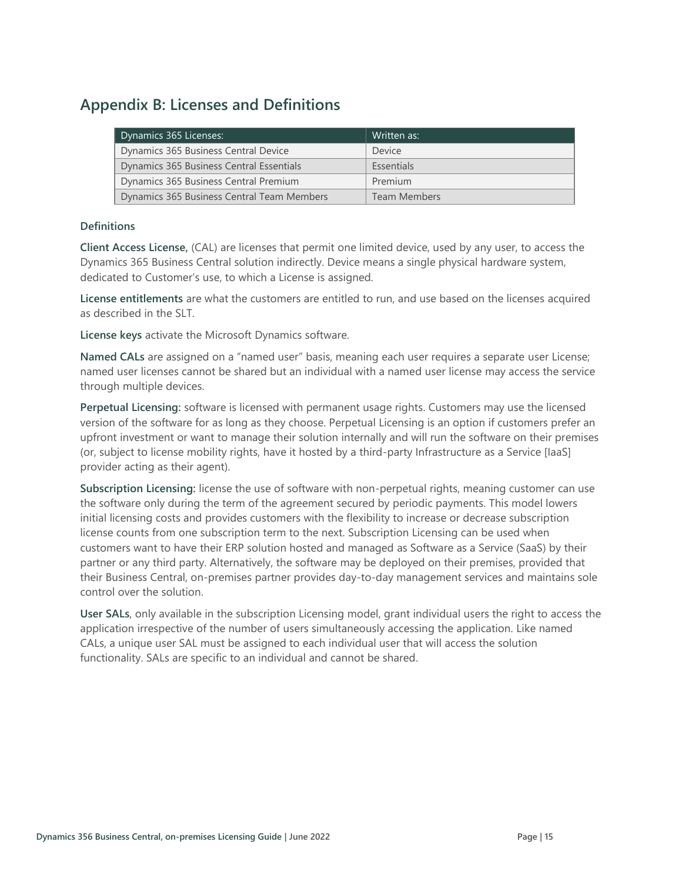## Appendix B: Licenses and Definitions

| Dynamics 365 Licenses: | Written as: |
| --- | --- |
| Dynamics 365 Business Central Device | Device |
| Dynamics 365 Business Central Essentials | Essentials |
| Dynamics 365 Business Central Premium | Premium |
| Dynamics 365 Business Central Team Members | Team Members |

### Definitions

**Client Access License,** (CAL) are licenses that permit one limited device, used by any user, to access the Dynamics 365 Business Central solution indirectly. Device means a single physical hardware system, dedicated to Customer's use, to which a License is assigned.

**License entitlements** are what the customers are entitled to run, and use based on the licenses acquired as described in the SLT.

**License keys** activate the Microsoft Dynamics software.

**Named CALs** are assigned on a "named user" basis, meaning each user requires a separate user License; named user licenses cannot be shared but an individual with a named user license may access the service through multiple devices.

**Perpetual Licensing:** software is licensed with permanent usage rights. Customers may use the licensed version of the software for as long as they choose. Perpetual Licensing is an option if customers prefer an upfront investment or want to manage their solution internally and will run the software on their premises (or, subject to license mobility rights, have it hosted by a third-party Infrastructure as a Service [IaaS] provider acting as their agent).

**Subscription Licensing:** license the use of software with non-perpetual rights, meaning customer can use the software only during the term of the agreement secured by periodic payments. This model lowers initial licensing costs and provides customers with the flexibility to increase or decrease subscription license counts from one subscription term to the next. Subscription Licensing can be used when customers want to have their ERP solution hosted and managed as Software as a Service (SaaS) by their partner or any third party. Alternatively, the software may be deployed on their premises, provided that their Business Central, on-premises partner provides day-to-day management services and maintains sole control over the solution.

**User SALs**, only available in the subscription Licensing model, grant individual users the right to access the application irrespective of the number of users simultaneously accessing the application. Like named CALs, a unique user SAL must be assigned to each individual user that will access the solution functionality. SALs are specific to an individual and cannot be shared.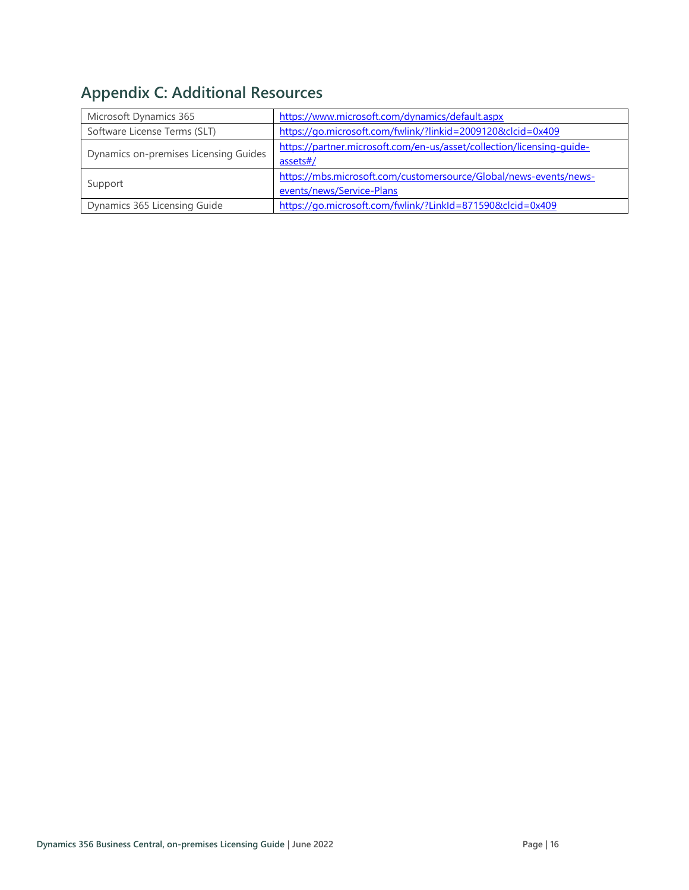## Appendix C: Additional Resources

| | |
|---|---|
| Microsoft Dynamics 365 | https://www.microsoft.com/dynamics/default.aspx |
| Software License Terms (SLT) | https://go.microsoft.com/fwlink/?linkid=2009120&clcid=0x409 |
| Dynamics on-premises Licensing Guides | https://partner.microsoft.com/en-us/asset/collection/licensing-guide-assets#/ |
| Support | https://mbs.microsoft.com/customersource/Global/news-events/news-events/news/Service-Plans |
| Dynamics 365 Licensing Guide | https://go.microsoft.com/fwlink/?LinkId=871590&clcid=0x409 |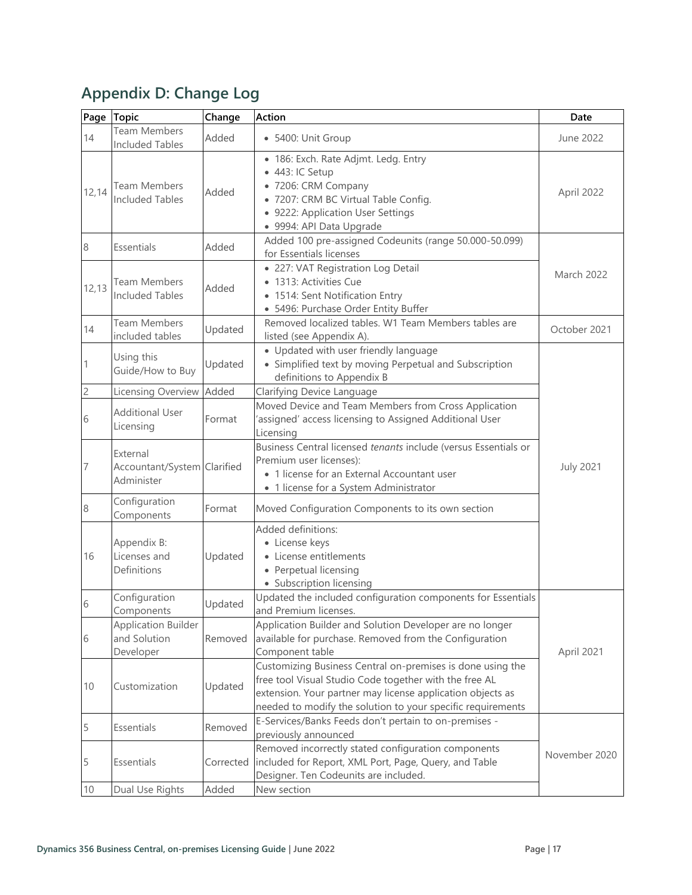## Appendix D: Change Log

| Page | Topic | Change | Action | Date |
|---|---|---|---|---|
| 14 | Team Members Included Tables | Added | • 5400: Unit Group | June 2022 |
| 12,14 | Team Members Included Tables | Added | • 186: Exch. Rate Adjmt. Ledg. Entry<br>• 443: IC Setup<br>• 7206: CRM Company<br>• 7207: CRM BC Virtual Table Config.<br>• 9222: Application User Settings<br>• 9994: API Data Upgrade | April 2022 |
| 8 | Essentials | Added | Added 100 pre-assigned Codeunits (range 50.000-50.099) for Essentials licenses | March 2022 |
| 12,13 | Team Members Included Tables | Added | • 227: VAT Registration Log Detail<br>• 1313: Activities Cue<br>• 1514: Sent Notification Entry<br>• 5496: Purchase Order Entity Buffer | March 2022 |
| 14 | Team Members included tables | Updated | Removed localized tables. W1 Team Members tables are listed (see Appendix A). | October 2021 |
| 1 | Using this Guide/How to Buy | Updated | • Updated with user friendly language<br>• Simplified text by moving Perpetual and Subscription definitions to Appendix B | July 2021 |
| 2 | Licensing Overview | Added | Clarifying Device Language | July 2021 |
| 6 | Additional User Licensing | Format | Moved Device and Team Members from Cross Application 'assigned' access licensing to Assigned Additional User Licensing | July 2021 |
| 7 | External Accountant/System Administer | Clarified | Business Central licensed *tenants* include (versus Essentials or Premium user licenses):<br>• 1 license for an External Accountant user<br>• 1 license for a System Administrator | July 2021 |
| 8 | Configuration Components | Format | Moved Configuration Components to its own section | July 2021 |
| 16 | Appendix B: Licenses and Definitions | Updated | Added definitions:<br>• License keys<br>• License entitlements<br>• Perpetual licensing<br>• Subscription licensing | July 2021 |
| 6 | Configuration Components | Updated | Updated the included configuration components for Essentials and Premium licenses. | April 2021 |
| 6 | Application Builder and Solution Developer | Removed | Application Builder and Solution Developer are no longer available for purchase. Removed from the Configuration Component table | April 2021 |
| 10 | Customization | Updated | Customizing Business Central on-premises is done using the free tool Visual Studio Code together with the free AL extension. Your partner may license application objects as needed to modify the solution to your specific requirements | April 2021 |
| 5 | Essentials | Removed | E-Services/Banks Feeds don't pertain to on-premises - previously announced | November 2020 |
| 5 | Essentials | Corrected | Removed incorrectly stated configuration components included for Report, XML Port, Page, Query, and Table Designer. Ten Codeunits are included. | November 2020 |
| 10 | Dual Use Rights | Added | New section | November 2020 |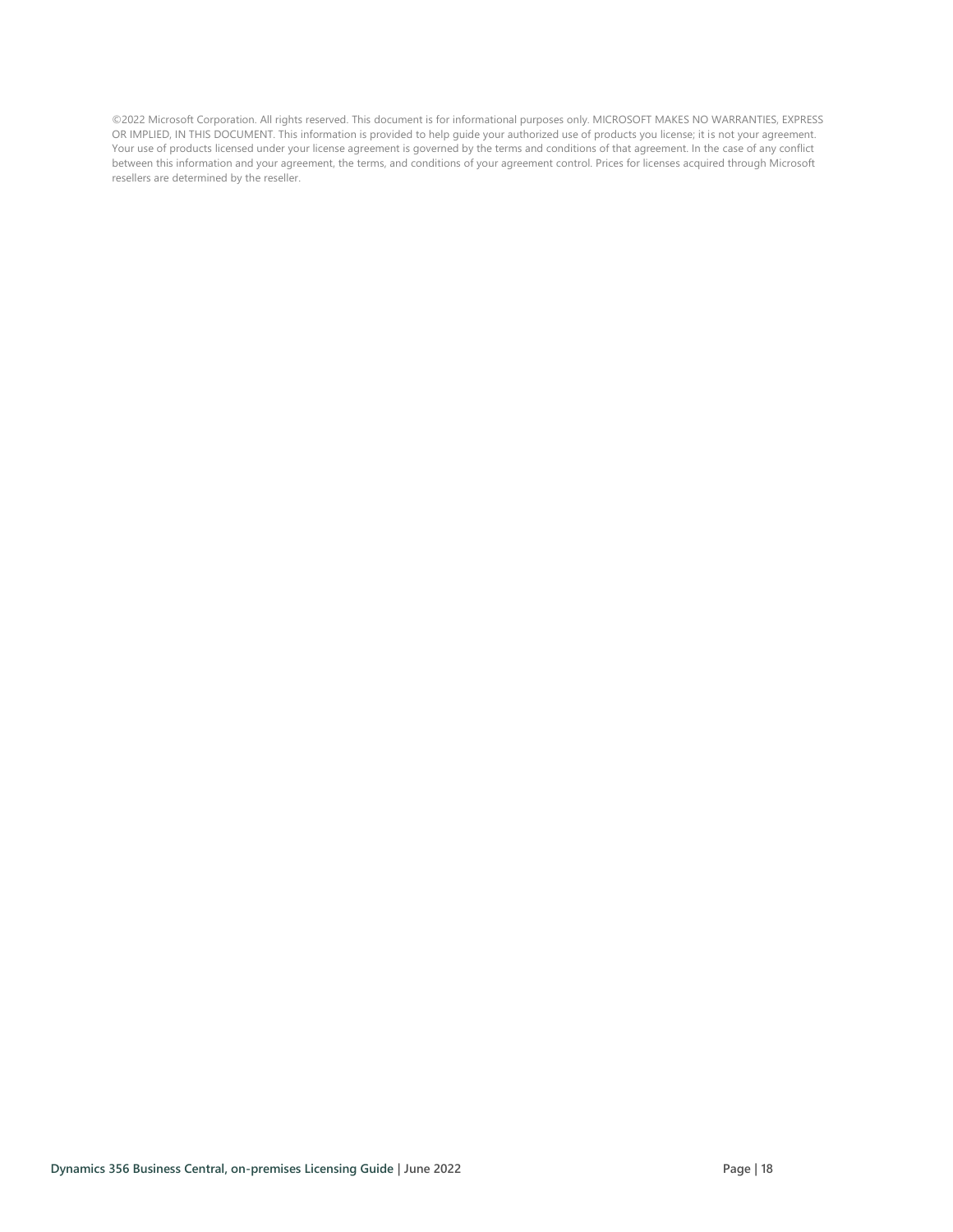©2022 Microsoft Corporation. All rights reserved. This document is for informational purposes only. MICROSOFT MAKES NO WARRANTIES, EXPRESS OR IMPLIED, IN THIS DOCUMENT. This information is provided to help guide your authorized use of products you license; it is not your agreement. Your use of products licensed under your license agreement is governed by the terms and conditions of that agreement. In the case of any conflict between this information and your agreement, the terms, and conditions of your agreement control. Prices for licenses acquired through Microsoft resellers are determined by the reseller.